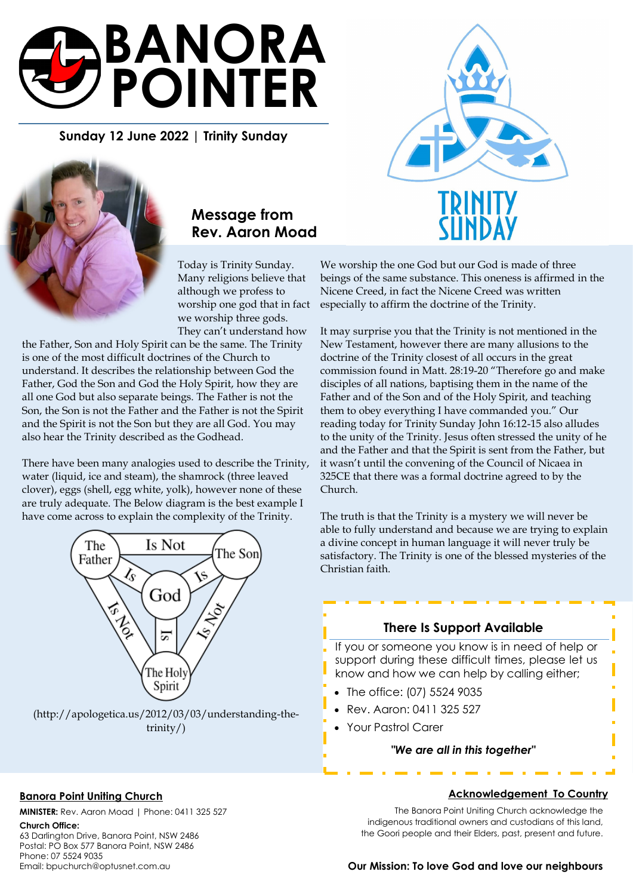# BANORA POINTER

**Sunday 12 June 2022 | Trinity Sunday**

## Message from Rev. Aaron Moad

Today is Trinity Sunday. Many religions believe that although we profess to worship one god that in fact we worship three gods. They can't understand how the Father, Son and Holy Spirit can be the same. The Trinity is one of the most difficult doctrines of the Church to understand. It describes the relationship between God the Father, God the Son and God the Holy Spirit, how they are all one God but also separate beings. The Father is not the Son, the Son is not the Father and the Father is not the Spirit and the Spirit is not the Son but they are all God. You may also hear the Trinity described as the Godhead.

There have been many analogies used to describe the Trinity, water (liquid, ice and steam), the shamrock (three leaved clover), eggs (shell, egg white, yolk), however none of these are truly adequate. The Below diagram is the best example I have come across to explain the complexity of the Trinity.

(http://apologetica.us/2012/03/03/understanding-the-trinity/)

We worship the one God but our God is made of three beings of the same substance. This oneness is affirmed in the Nicene Creed, in fact the Nicene Creed was written especially to affirm the doctrine of the Trinity.

It may surprise you that the Trinity is not mentioned in the New Testament, however there are many allusions to the doctrine of the Trinity closest of all occurs in the great commission found in Matt. 28:19-20 "Therefore go and make disciples of all nations, baptising them in the name of the Father and of the Son and of the Holy Spirit, and teaching them to obey everything I have commanded you." Our reading today for Trinity Sunday John 16:12-15 also alludes to the unity of the Trinity. Jesus often stressed the unity of he and the Father and that the Spirit is sent from the Father, but it wasn't until the convening of the Council of Nicaea in 325CE that there was a formal doctrine agreed to by the Church.

The truth is that the Trinity is a mystery we will never be able to fully understand and because we are trying to explain a divine concept in human language it will never truly be satisfactory. The Trinity is one of the blessed mysteries of the Christian faith.

### There Is Support Available

If you or someone you know is in need of help or support during these difficult times, please let us know and how we can help by calling either;

- The office: (07) 5524 9035
- Rev. Aaron: 0411 325 527
- Your Pastrol Carer

***"We are all in this together"***

**Banora Point Uniting Church**

**MINISTER:** Rev. Aaron Moad | Phone: 0411 325 527

**Church Office:**
63 Darlington Drive, Banora Point, NSW 2486
Postal: PO Box 577 Banora Point, NSW 2486
Phone: 07 5524 9035
Email: bpuchurch@optusnet.com.au

**Acknowledgement To Country**

The Banora Point Uniting Church acknowledge the indigenous traditional owners and custodians of this land, the Goori people and their Elders, past, present and future.

**Our Mission: To love God and love our neighbours**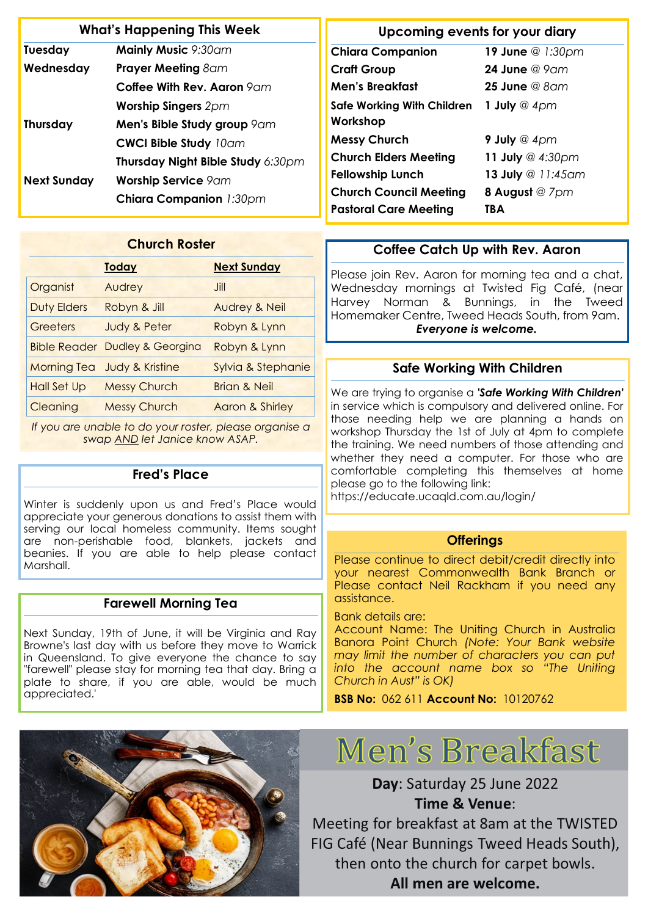## What's Happening This Week

| | |
|---|---|
| **Tuesday** | **Mainly Music** *9:30am* |
| **Wednesday** | **Prayer Meeting** *8am* |
| | **Coffee With Rev. Aaron** *9am* |
| | **Worship Singers** *2pm* |
| **Thursday** | **Men's Bible Study group** *9am* |
| | **CWCI Bible Study** *10am* |
| | **Thursday Night Bible Study** *6:30pm* |
| **Next Sunday** | **Worship Service** *9am* |
| | **Chiara Companion** *1:30pm* |

## Upcoming events for your diary

| | |
|---|---|
| **Chiara Companion** | **19 June** @ *1:30pm* |
| **Craft Group** | **24 June** @ *9am* |
| **Men's Breakfast** | **25 June** @ *8am* |
| **Safe Working With Children Workshop** | **1 July** @ *4pm* |
| **Messy Church** | **9 July** @ *4pm* |
| **Church Elders Meeting** | **11 July** @ *4:30pm* |
| **Fellowship Lunch** | **13 July** @ *11:45am* |
| **Church Council Meeting** | **8 August** @ *7pm* |
| **Pastoral Care Meeting** | **TBA** |

## Church Roster

| | Today | Next Sunday |
|---|---|---|
| Organist | Audrey | Jill |
| Duty Elders | Robyn & Jill | Audrey & Neil |
| Greeters | Judy & Peter | Robyn & Lynn |
| Bible Reader | Dudley & Georgina | Robyn & Lynn |
| Morning Tea | Judy & Kristine | Sylvia & Stephanie |
| Hall Set Up | Messy Church | Brian & Neil |
| Cleaning | Messy Church | Aaron & Shirley |

*If you are unable to do your roster, please organise a swap AND let Janice know ASAP.*

## Coffee Catch Up with Rev. Aaron

Please join Rev. Aaron for morning tea and a chat, Wednesday mornings at Twisted Fig Café, (near Harvey Norman & Bunnings, in the Tweed Homemaker Centre, Tweed Heads South, from 9am.

***Everyone is welcome.***

## Safe Working With Children

We are trying to organise a ***'Safe Working With Children'*** in service which is compulsory and delivered online. For those needing help we are planning a hands on workshop Thursday the 1st of July at 4pm to complete the training. We need numbers of those attending and whether they need a computer. For those who are comfortable completing this themselves at home please go to the following link:
https://educate.ucaqld.com.au/login/

## Fred's Place

Winter is suddenly upon us and Fred's Place would appreciate your generous donations to assist them with serving our local homeless community. Items sought are non-perishable food, blankets, jackets and beanies. If you are able to help please contact Marshall.

## Farewell Morning Tea

Next Sunday, 19th of June, it will be Virginia and Ray Browne's last day with us before they move to Warrick in Queensland. To give everyone the chance to say "farewell" please stay for morning tea that day. Bring a plate to share, if you are able, would be much appreciated.'

## Offerings

Please continue to direct debit/credit directly into your nearest Commonwealth Bank Branch or Please contact Neil Rackham if you need any assistance.

Bank details are:
Account Name: The Uniting Church in Australia Banora Point Church *(Note: Your Bank website may limit the number of characters you can put into the account name box so "The Uniting Church in Aust" is OK)*

**BSB No:** 062 611 **Account No:** 10120762

# Men's Breakfast

**Day**: Saturday 25 June 2022

**Time & Venue**:

Meeting for breakfast at 8am at the TWISTED FIG Café (Near Bunnings Tweed Heads South), then onto the church for carpet bowls.

**All men are welcome.**